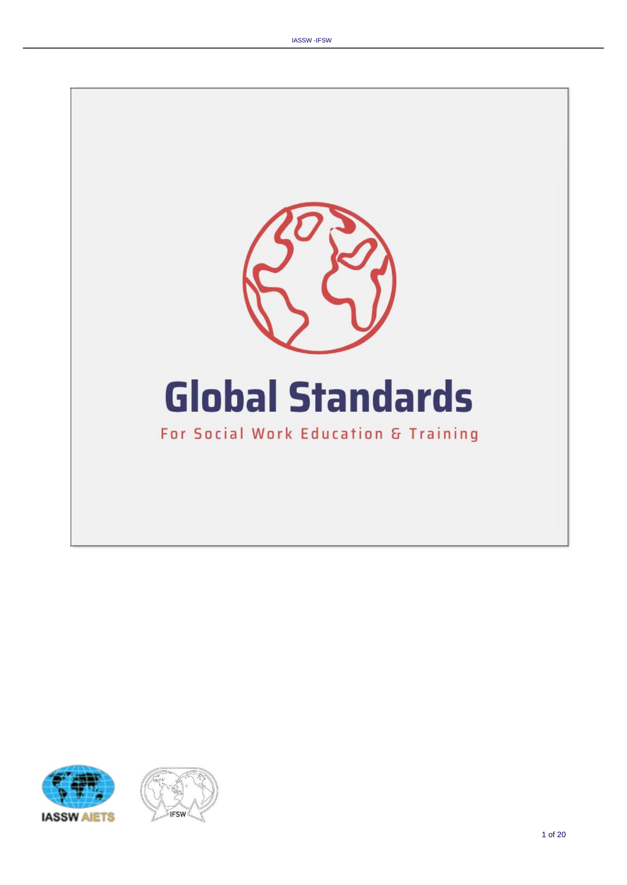# Global Standards

For Social Work Education & Training

IASSW AIETS

IFSW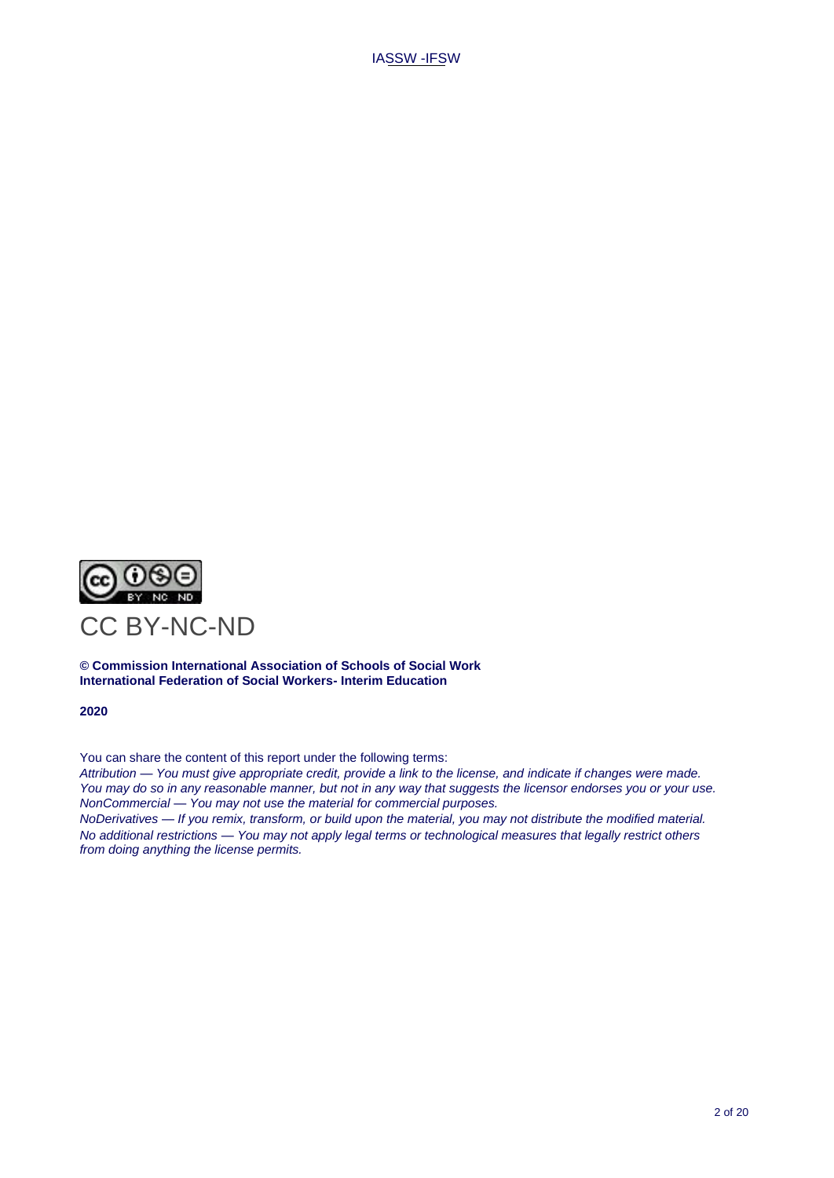CC BY-NC-ND

**© Commission International Association of Schools of Social Work**
**International Federation of Social Workers- Interim Education**

**2020**

You can share the content of this report under the following terms:
*Attribution — You must give appropriate credit, provide a link to the license, and indicate if changes were made. You may do so in any reasonable manner, but not in any way that suggests the licensor endorses you or your use.*
*NonCommercial — You may not use the material for commercial purposes.*
*NoDerivatives — If you remix, transform, or build upon the material, you may not distribute the modified material.*
*No additional restrictions — You may not apply legal terms or technological measures that legally restrict others from doing anything the license permits.*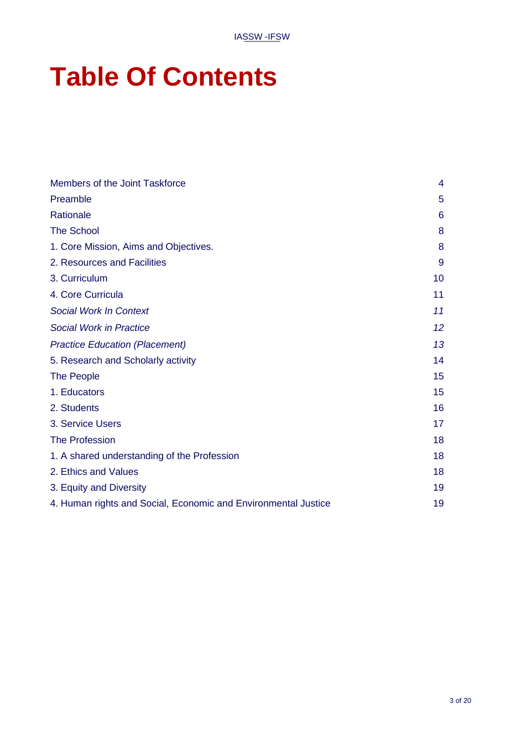# Table Of Contents

| | |
|---|---|
| Members of the Joint Taskforce | 4 |
| Preamble | 5 |
| Rationale | 6 |
| The School | 8 |
| 1. Core Mission, Aims and Objectives. | 8 |
| 2. Resources and Facilities | 9 |
| 3. Curriculum | 10 |
| 4. Core Curricula | 11 |
| *Social Work In Context* | *11* |
| *Social Work in Practice* | *12* |
| *Practice Education (Placement)* | *13* |
| 5. Research and Scholarly activity | 14 |
| The People | 15 |
| 1. Educators | 15 |
| 2. Students | 16 |
| 3. Service Users | 17 |
| The Profession | 18 |
| 1. A shared understanding of the Profession | 18 |
| 2. Ethics and Values | 18 |
| 3. Equity and Diversity | 19 |
| 4. Human rights and Social, Economic and Environmental Justice | 19 |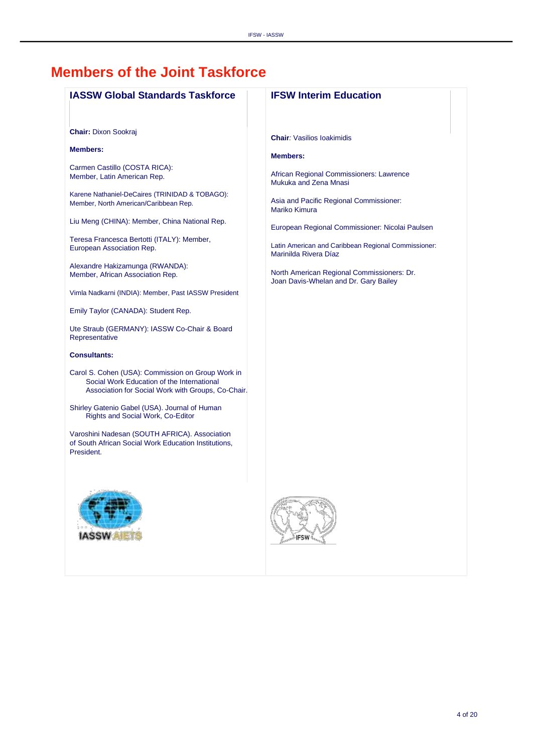# Members of the Joint Taskforce

## IASSW Global Standards Taskforce

**Chair:** Dixon Sookraj

**Members:**

Carmen Castillo (COSTA RICA): Member, Latin American Rep.

Karene Nathaniel-DeCaires (TRINIDAD & TOBAGO): Member, North American/Caribbean Rep.

Liu Meng (CHINA): Member, China National Rep.

Teresa Francesca Bertotti (ITALY): Member, European Association Rep.

Alexandre Hakizamunga (RWANDA): Member, African Association Rep.

Vimla Nadkarni (INDIA): Member, Past IASSW President

Emily Taylor (CANADA): Student Rep.

Ute Straub (GERMANY): IASSW Co-Chair & Board Representative

**Consultants:**

Carol S. Cohen (USA): Commission on Group Work in Social Work Education of the International Association for Social Work with Groups, Co-Chair.

Shirley Gatenio Gabel (USA). Journal of Human Rights and Social Work, Co-Editor

Varoshini Nadesan (SOUTH AFRICA). Association of South African Social Work Education Institutions, President.

## IFSW Interim Education

**Chair**: Vasilios Ioakimidis

**Members:**

African Regional Commissioners: Lawrence Mukuka and Zena Mnasi

Asia and Pacific Regional Commissioner: Mariko Kimura

European Regional Commissioner: Nicolai Paulsen

Latin American and Caribbean Regional Commissioner: Marinilda Rivera Díaz

North American Regional Commissioners: Dr. Joan Davis-Whelan and Dr. Gary Bailey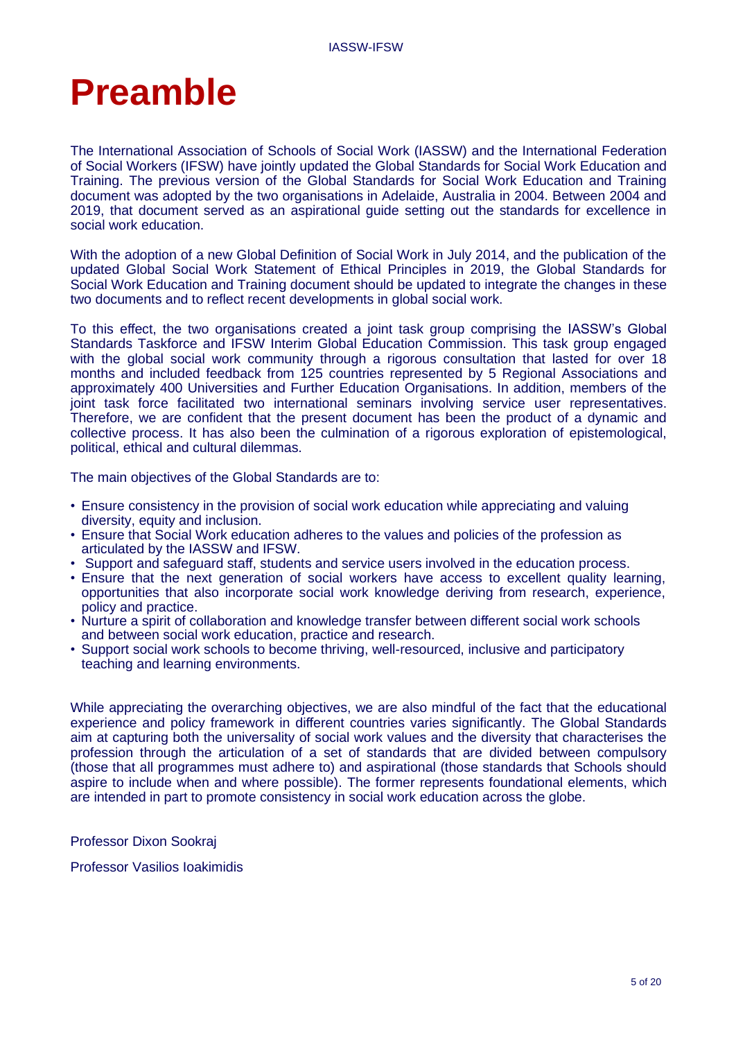# Preamble

The International Association of Schools of Social Work (IASSW) and the International Federation of Social Workers (IFSW) have jointly updated the Global Standards for Social Work Education and Training. The previous version of the Global Standards for Social Work Education and Training document was adopted by the two organisations in Adelaide, Australia in 2004. Between 2004 and 2019, that document served as an aspirational guide setting out the standards for excellence in social work education.

With the adoption of a new Global Definition of Social Work in July 2014, and the publication of the updated Global Social Work Statement of Ethical Principles in 2019, the Global Standards for Social Work Education and Training document should be updated to integrate the changes in these two documents and to reflect recent developments in global social work.

To this effect, the two organisations created a joint task group comprising the IASSW's Global Standards Taskforce and IFSW Interim Global Education Commission. This task group engaged with the global social work community through a rigorous consultation that lasted for over 18 months and included feedback from 125 countries represented by 5 Regional Associations and approximately 400 Universities and Further Education Organisations. In addition, members of the joint task force facilitated two international seminars involving service user representatives. Therefore, we are confident that the present document has been the product of a dynamic and collective process. It has also been the culmination of a rigorous exploration of epistemological, political, ethical and cultural dilemmas.

The main objectives of the Global Standards are to:

- Ensure consistency in the provision of social work education while appreciating and valuing diversity, equity and inclusion.
- Ensure that Social Work education adheres to the values and policies of the profession as articulated by the IASSW and IFSW.
- Support and safeguard staff, students and service users involved in the education process.
- Ensure that the next generation of social workers have access to excellent quality learning, opportunities that also incorporate social work knowledge deriving from research, experience, policy and practice.
- Nurture a spirit of collaboration and knowledge transfer between different social work schools and between social work education, practice and research.
- Support social work schools to become thriving, well-resourced, inclusive and participatory teaching and learning environments.

While appreciating the overarching objectives, we are also mindful of the fact that the educational experience and policy framework in different countries varies significantly. The Global Standards aim at capturing both the universality of social work values and the diversity that characterises the profession through the articulation of a set of standards that are divided between compulsory (those that all programmes must adhere to) and aspirational (those standards that Schools should aspire to include when and where possible). The former represents foundational elements, which are intended in part to promote consistency in social work education across the globe.

Professor Dixon Sookraj

Professor Vasilios Ioakimidis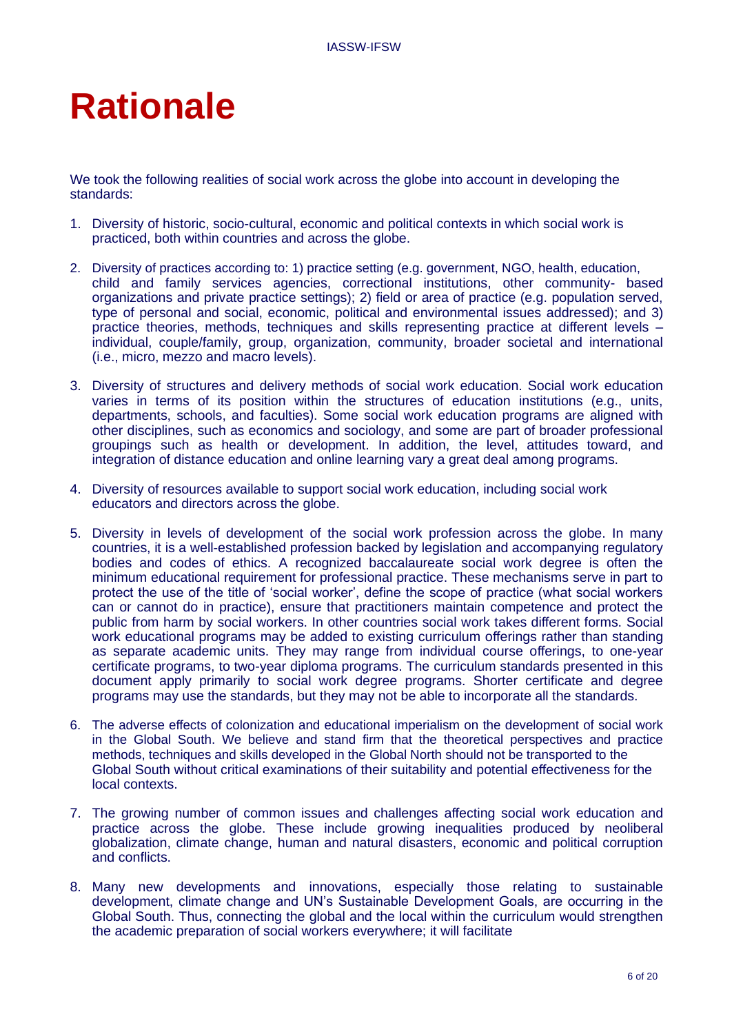# Rationale

We took the following realities of social work across the globe into account in developing the standards:

1. Diversity of historic, socio-cultural, economic and political contexts in which social work is practiced, both within countries and across the globe.

2. Diversity of practices according to: 1) practice setting (e.g. government, NGO, health, education, child and family services agencies, correctional institutions, other community- based organizations and private practice settings); 2) field or area of practice (e.g. population served, type of personal and social, economic, political and environmental issues addressed); and 3) practice theories, methods, techniques and skills representing practice at different levels – individual, couple/family, group, organization, community, broader societal and international (i.e., micro, mezzo and macro levels).

3. Diversity of structures and delivery methods of social work education. Social work education varies in terms of its position within the structures of education institutions (e.g., units, departments, schools, and faculties). Some social work education programs are aligned with other disciplines, such as economics and sociology, and some are part of broader professional groupings such as health or development. In addition, the level, attitudes toward, and integration of distance education and online learning vary a great deal among programs.

4. Diversity of resources available to support social work education, including social work educators and directors across the globe.

5. Diversity in levels of development of the social work profession across the globe. In many countries, it is a well-established profession backed by legislation and accompanying regulatory bodies and codes of ethics. A recognized baccalaureate social work degree is often the minimum educational requirement for professional practice. These mechanisms serve in part to protect the use of the title of 'social worker', define the scope of practice (what social workers can or cannot do in practice), ensure that practitioners maintain competence and protect the public from harm by social workers. In other countries social work takes different forms. Social work educational programs may be added to existing curriculum offerings rather than standing as separate academic units. They may range from individual course offerings, to one-year certificate programs, to two-year diploma programs. The curriculum standards presented in this document apply primarily to social work degree programs. Shorter certificate and degree programs may use the standards, but they may not be able to incorporate all the standards.

6. The adverse effects of colonization and educational imperialism on the development of social work in the Global South. We believe and stand firm that the theoretical perspectives and practice methods, techniques and skills developed in the Global North should not be transported to the Global South without critical examinations of their suitability and potential effectiveness for the local contexts.

7. The growing number of common issues and challenges affecting social work education and practice across the globe. These include growing inequalities produced by neoliberal globalization, climate change, human and natural disasters, economic and political corruption and conflicts.

8. Many new developments and innovations, especially those relating to sustainable development, climate change and UN's Sustainable Development Goals, are occurring in the Global South. Thus, connecting the global and the local within the curriculum would strengthen the academic preparation of social workers everywhere; it will facilitate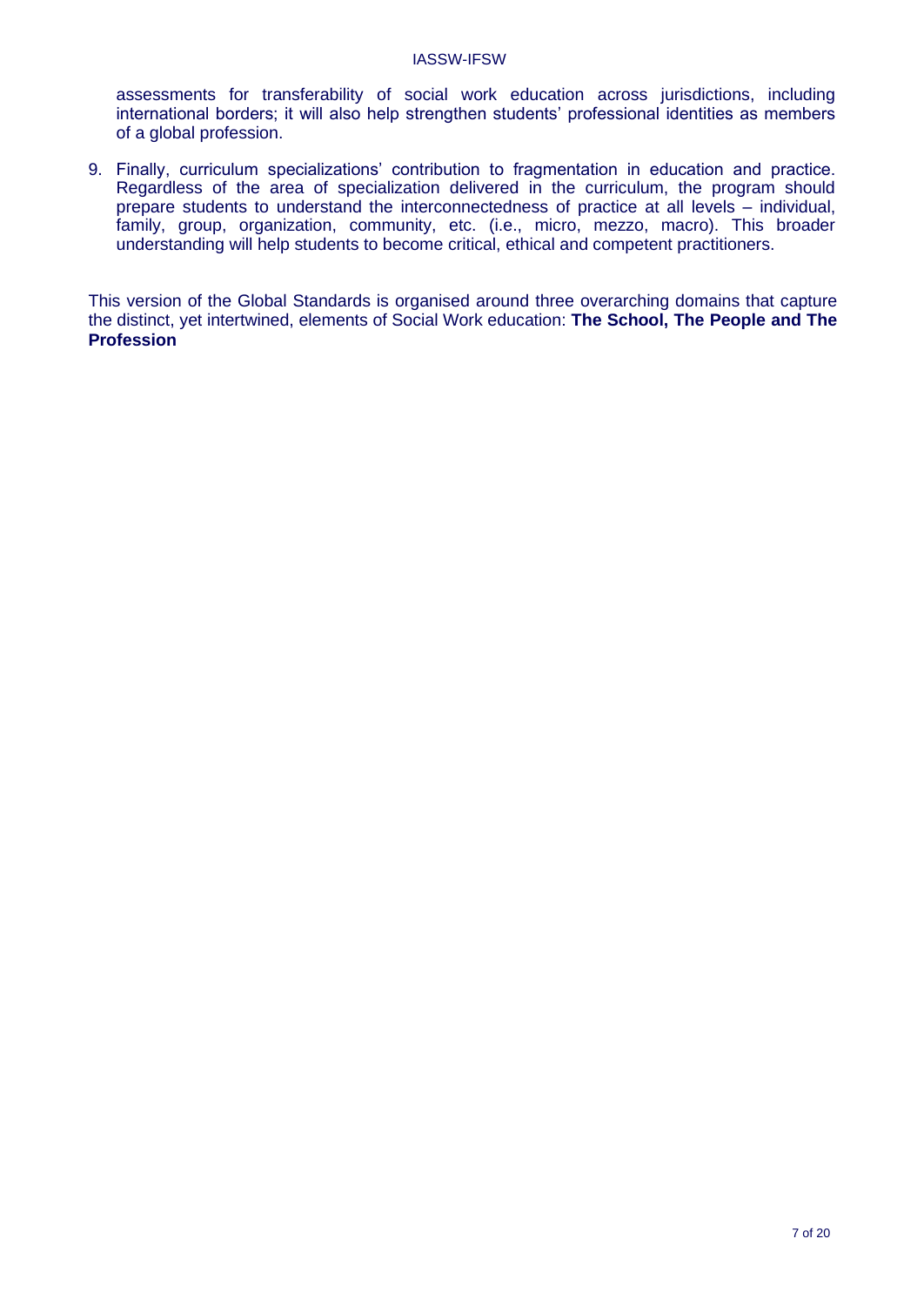assessments for transferability of social work education across jurisdictions, including international borders; it will also help strengthen students' professional identities as members of a global profession.

9. Finally, curriculum specializations' contribution to fragmentation in education and practice. Regardless of the area of specialization delivered in the curriculum, the program should prepare students to understand the interconnectedness of practice at all levels – individual, family, group, organization, community, etc. (i.e., micro, mezzo, macro). This broader understanding will help students to become critical, ethical and competent practitioners.

This version of the Global Standards is organised around three overarching domains that capture the distinct, yet intertwined, elements of Social Work education: **The School, The People and The Profession**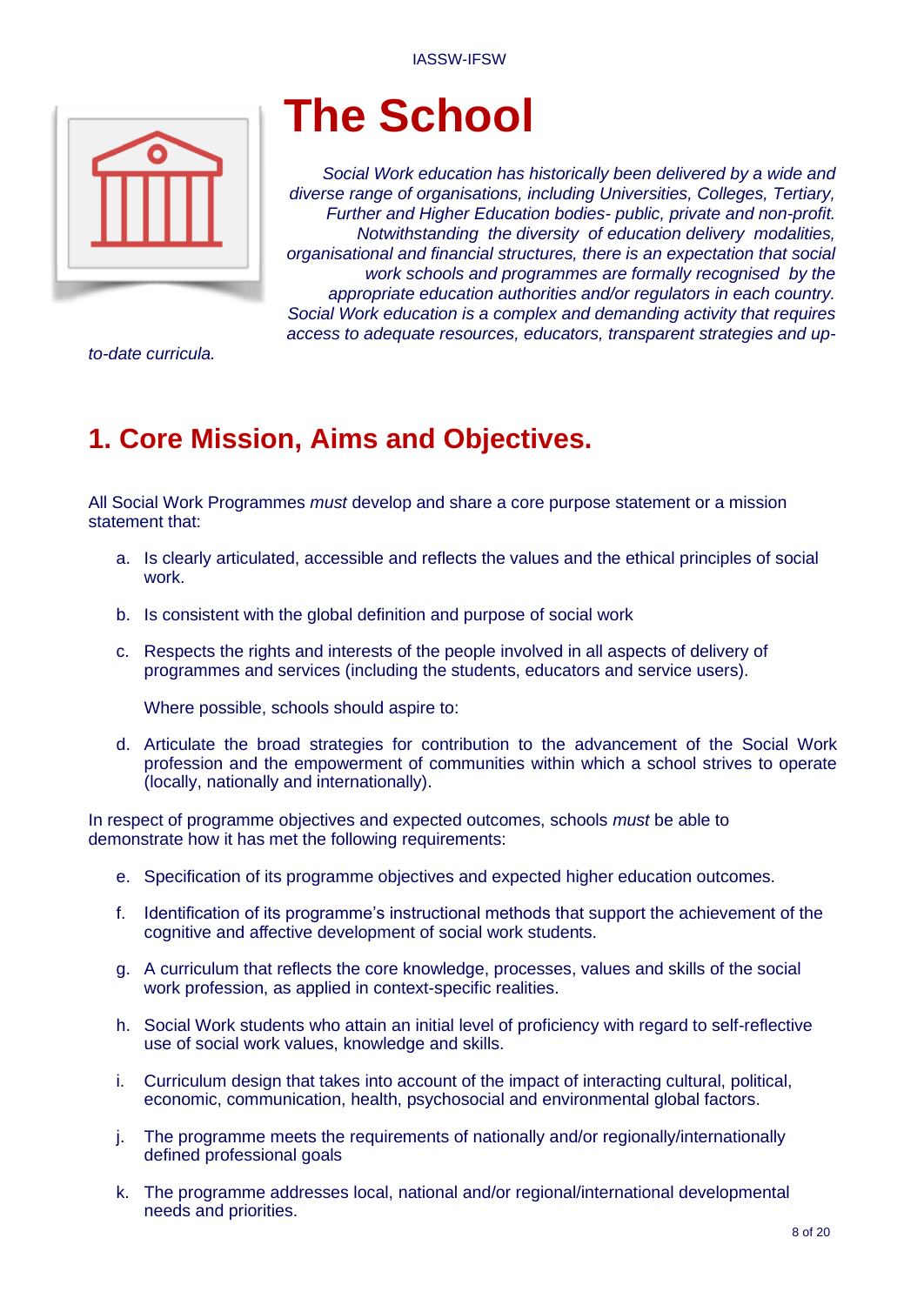# The School

*Social Work education has historically been delivered by a wide and diverse range of organisations, including Universities, Colleges, Tertiary, Further and Higher Education bodies- public, private and non-profit. Notwithstanding the diversity of education delivery modalities, organisational and financial structures, there is an expectation that social work schools and programmes are formally recognised by the appropriate education authorities and/or regulators in each country. Social Work education is a complex and demanding activity that requires access to adequate resources, educators, transparent strategies and up-to-date curricula.*

## 1. Core Mission, Aims and Objectives.

All Social Work Programmes *must* develop and share a core purpose statement or a mission statement that:

a. Is clearly articulated, accessible and reflects the values and the ethical principles of social work.

b. Is consistent with the global definition and purpose of social work

c. Respects the rights and interests of the people involved in all aspects of delivery of programmes and services (including the students, educators and service users).

   Where possible, schools should aspire to:

d. Articulate the broad strategies for contribution to the advancement of the Social Work profession and the empowerment of communities within which a school strives to operate (locally, nationally and internationally).

In respect of programme objectives and expected outcomes, schools *must* be able to demonstrate how it has met the following requirements:

e. Specification of its programme objectives and expected higher education outcomes.

f. Identification of its programme's instructional methods that support the achievement of the cognitive and affective development of social work students.

g. A curriculum that reflects the core knowledge, processes, values and skills of the social work profession, as applied in context-specific realities.

h. Social Work students who attain an initial level of proficiency with regard to self-reflective use of social work values, knowledge and skills.

i. Curriculum design that takes into account of the impact of interacting cultural, political, economic, communication, health, psychosocial and environmental global factors.

j. The programme meets the requirements of nationally and/or regionally/internationally defined professional goals

k. The programme addresses local, national and/or regional/international developmental needs and priorities.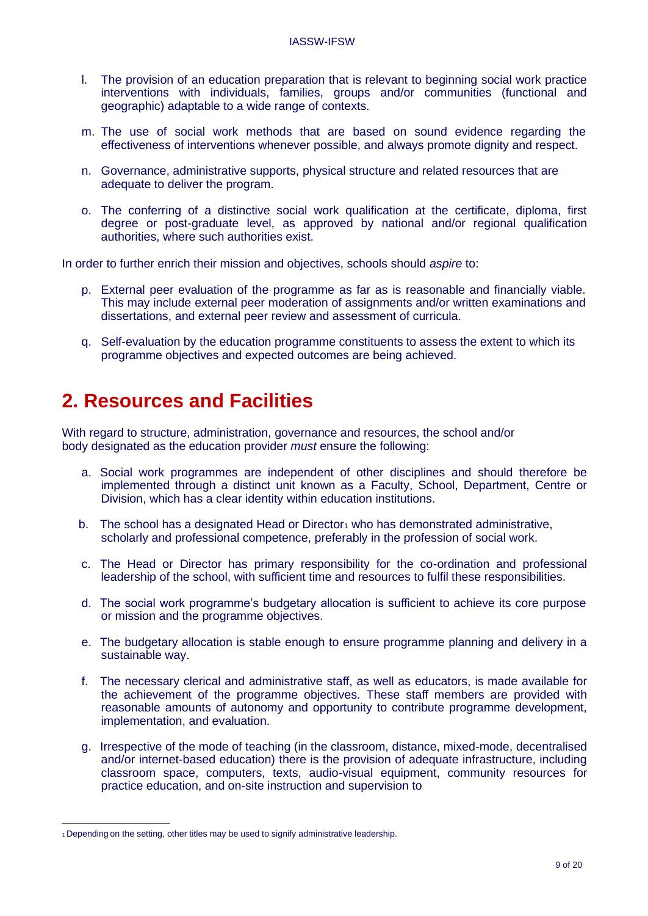l. The provision of an education preparation that is relevant to beginning social work practice interventions with individuals, families, groups and/or communities (functional and geographic) adaptable to a wide range of contexts.

m. The use of social work methods that are based on sound evidence regarding the effectiveness of interventions whenever possible, and always promote dignity and respect.

n. Governance, administrative supports, physical structure and related resources that are adequate to deliver the program.

o. The conferring of a distinctive social work qualification at the certificate, diploma, first degree or post-graduate level, as approved by national and/or regional qualification authorities, where such authorities exist.

In order to further enrich their mission and objectives, schools should *aspire* to:

p. External peer evaluation of the programme as far as is reasonable and financially viable. This may include external peer moderation of assignments and/or written examinations and dissertations, and external peer review and assessment of curricula.

q. Self-evaluation by the education programme constituents to assess the extent to which its programme objectives and expected outcomes are being achieved.

## 2. Resources and Facilities

With regard to structure, administration, governance and resources, the school and/or body designated as the education provider *must* ensure the following:

a. Social work programmes are independent of other disciplines and should therefore be implemented through a distinct unit known as a Faculty, School, Department, Centre or Division, which has a clear identity within education institutions.

b. The school has a designated Head or Director[1] who has demonstrated administrative, scholarly and professional competence, preferably in the profession of social work.

c. The Head or Director has primary responsibility for the co-ordination and professional leadership of the school, with sufficient time and resources to fulfil these responsibilities.

d. The social work programme's budgetary allocation is sufficient to achieve its core purpose or mission and the programme objectives.

e. The budgetary allocation is stable enough to ensure programme planning and delivery in a sustainable way.

f. The necessary clerical and administrative staff, as well as educators, is made available for the achievement of the programme objectives. These staff members are provided with reasonable amounts of autonomy and opportunity to contribute programme development, implementation, and evaluation.

g. Irrespective of the mode of teaching (in the classroom, distance, mixed-mode, decentralised and/or internet-based education) there is the provision of adequate infrastructure, including classroom space, computers, texts, audio-visual equipment, community resources for practice education, and on-site instruction and supervision to

---

[1] Depending on the setting, other titles may be used to signify administrative leadership.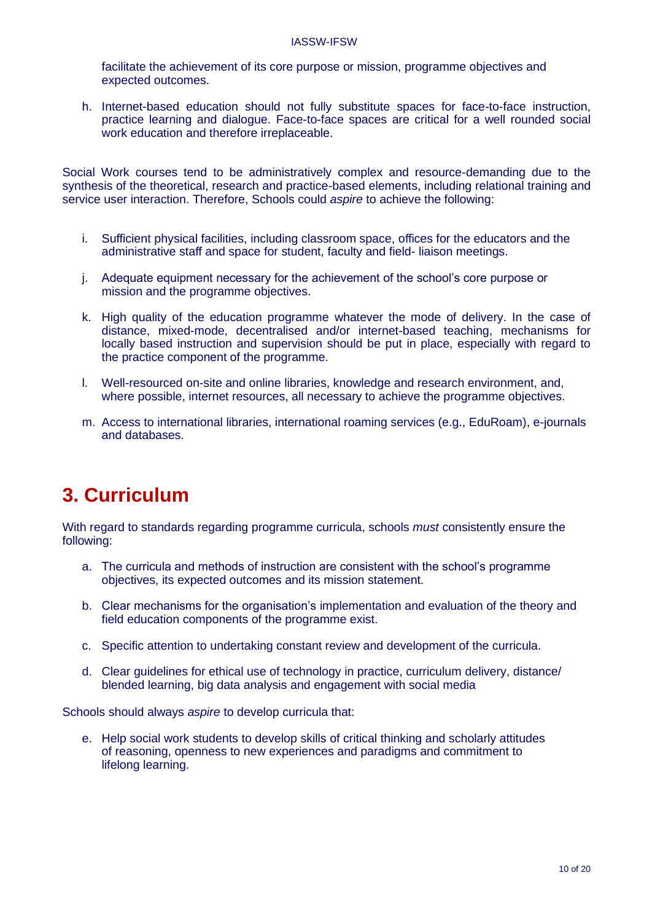facilitate the achievement of its core purpose or mission, programme objectives and expected outcomes.

h. Internet-based education should not fully substitute spaces for face-to-face instruction, practice learning and dialogue. Face-to-face spaces are critical for a well rounded social work education and therefore irreplaceable.

Social Work courses tend to be administratively complex and resource-demanding due to the synthesis of the theoretical, research and practice-based elements, including relational training and service user interaction. Therefore, Schools could *aspire* to achieve the following:

i. Sufficient physical facilities, including classroom space, offices for the educators and the administrative staff and space for student, faculty and field- liaison meetings.

j. Adequate equipment necessary for the achievement of the school's core purpose or mission and the programme objectives.

k. High quality of the education programme whatever the mode of delivery. In the case of distance, mixed-mode, decentralised and/or internet-based teaching, mechanisms for locally based instruction and supervision should be put in place, especially with regard to the practice component of the programme.

l. Well-resourced on-site and online libraries, knowledge and research environment, and, where possible, internet resources, all necessary to achieve the programme objectives.

m. Access to international libraries, international roaming services (e.g., EduRoam), e-journals and databases.

# 3. Curriculum

With regard to standards regarding programme curricula, schools *must* consistently ensure the following:

a. The curricula and methods of instruction are consistent with the school's programme objectives, its expected outcomes and its mission statement.

b. Clear mechanisms for the organisation's implementation and evaluation of the theory and field education components of the programme exist.

c. Specific attention to undertaking constant review and development of the curricula.

d. Clear guidelines for ethical use of technology in practice, curriculum delivery, distance/ blended learning, big data analysis and engagement with social media

Schools should always *aspire* to develop curricula that:

e. Help social work students to develop skills of critical thinking and scholarly attitudes of reasoning, openness to new experiences and paradigms and commitment to lifelong learning.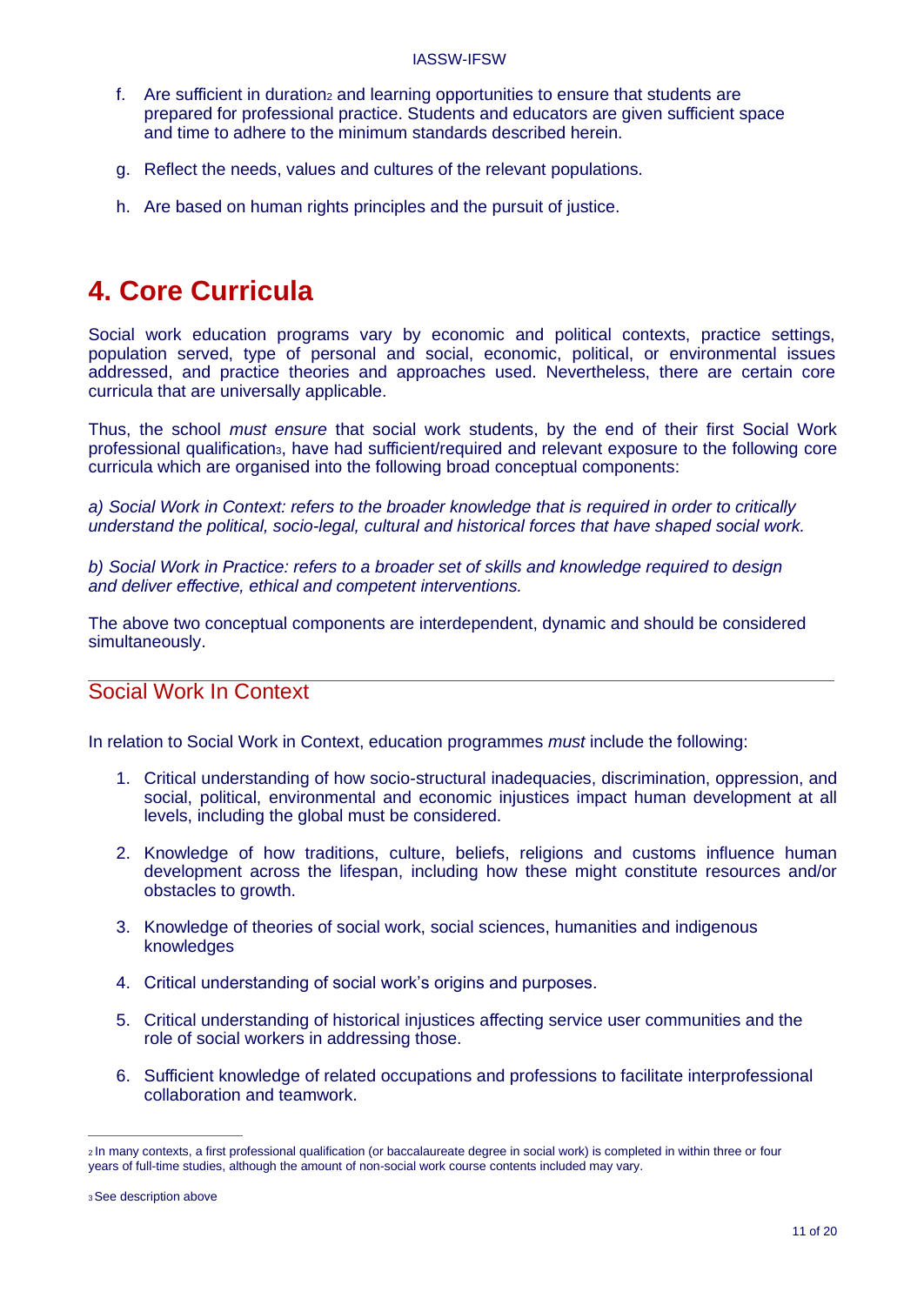f. Are sufficient in duration[2] and learning opportunities to ensure that students are prepared for professional practice. Students and educators are given sufficient space and time to adhere to the minimum standards described herein.

g. Reflect the needs, values and cultures of the relevant populations.

h. Are based on human rights principles and the pursuit of justice.

# 4. Core Curricula

Social work education programs vary by economic and political contexts, practice settings, population served, type of personal and social, economic, political, or environmental issues addressed, and practice theories and approaches used. Nevertheless, there are certain core curricula that are universally applicable.

Thus, the school *must ensure* that social work students, by the end of their first Social Work professional qualification[3], have had sufficient/required and relevant exposure to the following core curricula which are organised into the following broad conceptual components:

*a) Social Work in Context: refers to the broader knowledge that is required in order to critically understand the political, socio-legal, cultural and historical forces that have shaped social work.*

*b) Social Work in Practice: refers to a broader set of skills and knowledge required to design and deliver effective, ethical and competent interventions.*

The above two conceptual components are interdependent, dynamic and should be considered simultaneously.

## Social Work In Context

In relation to Social Work in Context, education programmes *must* include the following:

1. Critical understanding of how socio-structural inadequacies, discrimination, oppression, and social, political, environmental and economic injustices impact human development at all levels, including the global must be considered.
2. Knowledge of how traditions, culture, beliefs, religions and customs influence human development across the lifespan, including how these might constitute resources and/or obstacles to growth.
3. Knowledge of theories of social work, social sciences, humanities and indigenous knowledges
4. Critical understanding of social work's origins and purposes.
5. Critical understanding of historical injustices affecting service user communities and the role of social workers in addressing those.
6. Sufficient knowledge of related occupations and professions to facilitate interprofessional collaboration and teamwork.

---

[2] In many contexts, a first professional qualification (or baccalaureate degree in social work) is completed in within three or four years of full-time studies, although the amount of non-social work course contents included may vary.

[3] See description above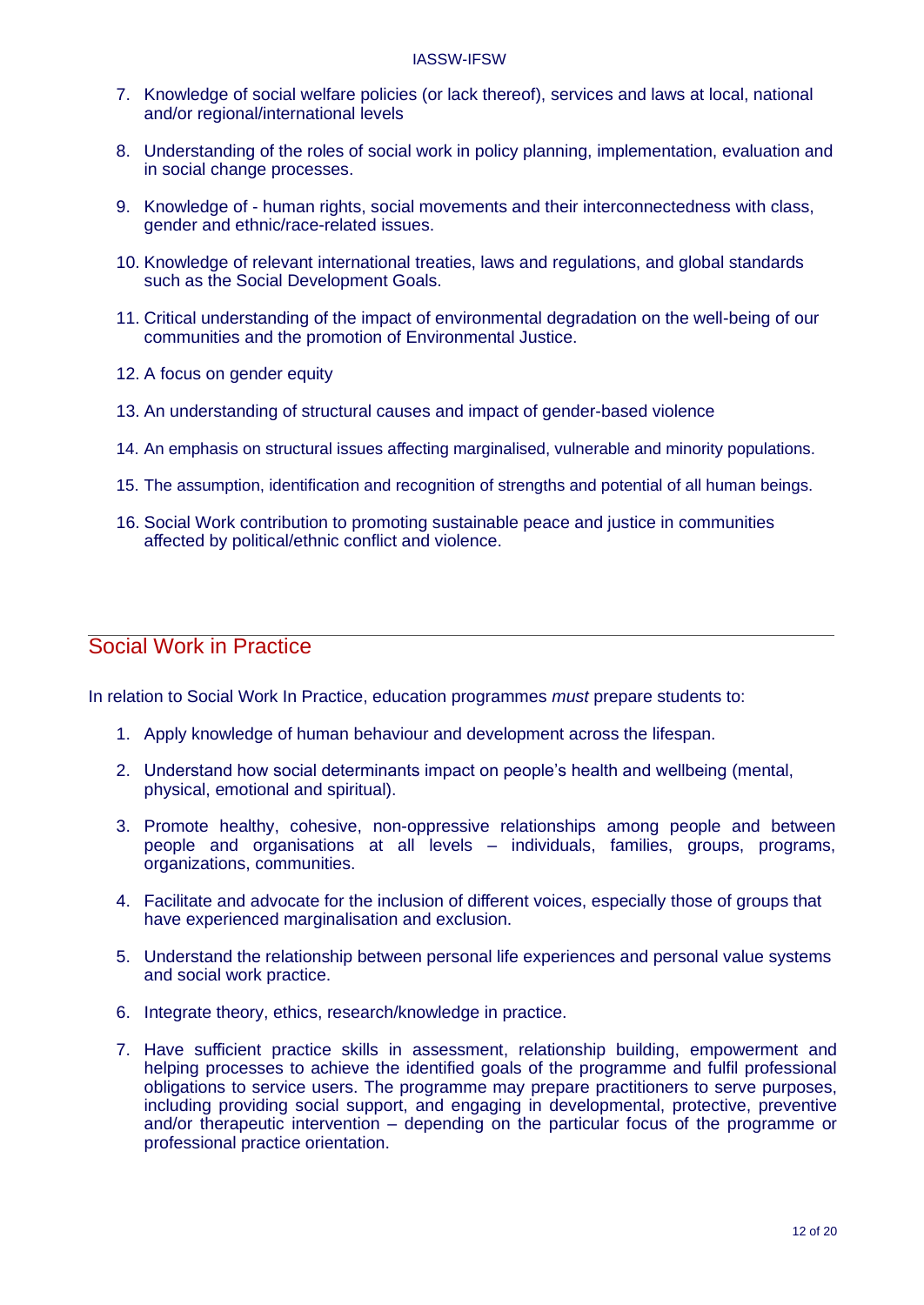7. Knowledge of social welfare policies (or lack thereof), services and laws at local, national and/or regional/international levels

8. Understanding of the roles of social work in policy planning, implementation, evaluation and in social change processes.

9. Knowledge of - human rights, social movements and their interconnectedness with class, gender and ethnic/race-related issues.

10. Knowledge of relevant international treaties, laws and regulations, and global standards such as the Social Development Goals.

11. Critical understanding of the impact of environmental degradation on the well-being of our communities and the promotion of Environmental Justice.

12. A focus on gender equity

13. An understanding of structural causes and impact of gender-based violence

14. An emphasis on structural issues affecting marginalised, vulnerable and minority populations.

15. The assumption, identification and recognition of strengths and potential of all human beings.

16. Social Work contribution to promoting sustainable peace and justice in communities affected by political/ethnic conflict and violence.

## Social Work in Practice

In relation to Social Work In Practice, education programmes *must* prepare students to:

1. Apply knowledge of human behaviour and development across the lifespan.

2. Understand how social determinants impact on people's health and wellbeing (mental, physical, emotional and spiritual).

3. Promote healthy, cohesive, non-oppressive relationships among people and between people and organisations at all levels – individuals, families, groups, programs, organizations, communities.

4. Facilitate and advocate for the inclusion of different voices, especially those of groups that have experienced marginalisation and exclusion.

5. Understand the relationship between personal life experiences and personal value systems and social work practice.

6. Integrate theory, ethics, research/knowledge in practice.

7. Have sufficient practice skills in assessment, relationship building, empowerment and helping processes to achieve the identified goals of the programme and fulfil professional obligations to service users. The programme may prepare practitioners to serve purposes, including providing social support, and engaging in developmental, protective, preventive and/or therapeutic intervention – depending on the particular focus of the programme or professional practice orientation.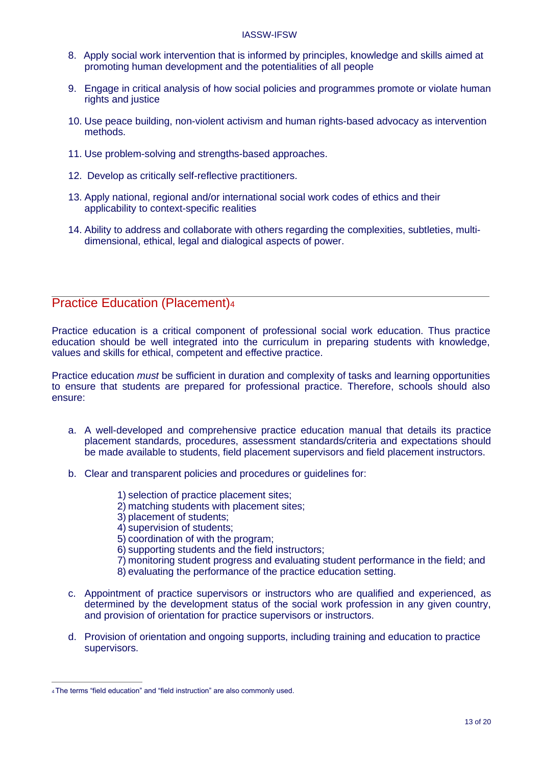8. Apply social work intervention that is informed by principles, knowledge and skills aimed at promoting human development and the potentialities of all people

9. Engage in critical analysis of how social policies and programmes promote or violate human rights and justice

10. Use peace building, non-violent activism and human rights-based advocacy as intervention methods.

11. Use problem-solving and strengths-based approaches.

12. Develop as critically self-reflective practitioners.

13. Apply national, regional and/or international social work codes of ethics and their applicability to context-specific realities

14. Ability to address and collaborate with others regarding the complexities, subtleties, multi-dimensional, ethical, legal and dialogical aspects of power.

## Practice Education (Placement)[4]

Practice education is a critical component of professional social work education. Thus practice education should be well integrated into the curriculum in preparing students with knowledge, values and skills for ethical, competent and effective practice.

Practice education *must* be sufficient in duration and complexity of tasks and learning opportunities to ensure that students are prepared for professional practice. Therefore, schools should also ensure:

a. A well-developed and comprehensive practice education manual that details its practice placement standards, procedures, assessment standards/criteria and expectations should be made available to students, field placement supervisors and field placement instructors.

b. Clear and transparent policies and procedures or guidelines for:

   1) selection of practice placement sites;
   2) matching students with placement sites;
   3) placement of students;
   4) supervision of students;
   5) coordination of with the program;
   6) supporting students and the field instructors;
   7) monitoring student progress and evaluating student performance in the field; and
   8) evaluating the performance of the practice education setting.

c. Appointment of practice supervisors or instructors who are qualified and experienced, as determined by the development status of the social work profession in any given country, and provision of orientation for practice supervisors or instructors.

d. Provision of orientation and ongoing supports, including training and education to practice supervisors.

---

[4] The terms "field education" and "field instruction" are also commonly used.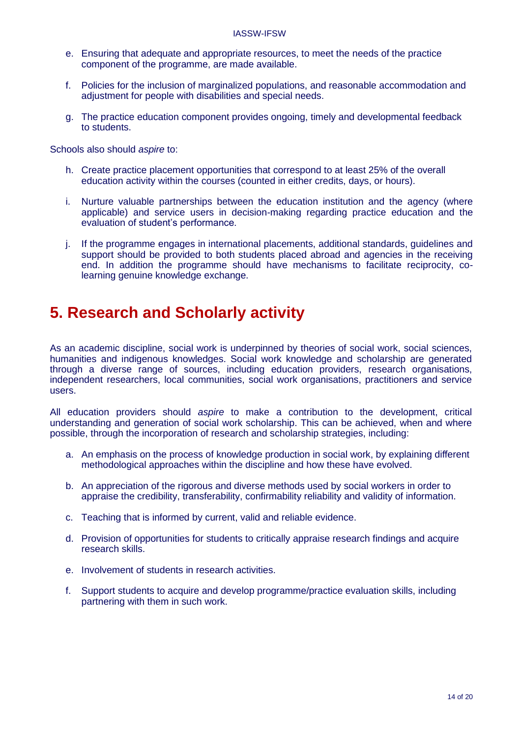e. Ensuring that adequate and appropriate resources, to meet the needs of the practice component of the programme, are made available.

f. Policies for the inclusion of marginalized populations, and reasonable accommodation and adjustment for people with disabilities and special needs.

g. The practice education component provides ongoing, timely and developmental feedback to students.

Schools also should *aspire* to:

h. Create practice placement opportunities that correspond to at least 25% of the overall education activity within the courses (counted in either credits, days, or hours).

i. Nurture valuable partnerships between the education institution and the agency (where applicable) and service users in decision-making regarding practice education and the evaluation of student's performance.

j. If the programme engages in international placements, additional standards, guidelines and support should be provided to both students placed abroad and agencies in the receiving end. In addition the programme should have mechanisms to facilitate reciprocity, co-learning genuine knowledge exchange.

# 5. Research and Scholarly activity

As an academic discipline, social work is underpinned by theories of social work, social sciences, humanities and indigenous knowledges. Social work knowledge and scholarship are generated through a diverse range of sources, including education providers, research organisations, independent researchers, local communities, social work organisations, practitioners and service users.

All education providers should *aspire* to make a contribution to the development, critical understanding and generation of social work scholarship. This can be achieved, when and where possible, through the incorporation of research and scholarship strategies, including:

a. An emphasis on the process of knowledge production in social work, by explaining different methodological approaches within the discipline and how these have evolved.

b. An appreciation of the rigorous and diverse methods used by social workers in order to appraise the credibility, transferability, confirmability reliability and validity of information.

c. Teaching that is informed by current, valid and reliable evidence.

d. Provision of opportunities for students to critically appraise research findings and acquire research skills.

e. Involvement of students in research activities.

f. Support students to acquire and develop programme/practice evaluation skills, including partnering with them in such work.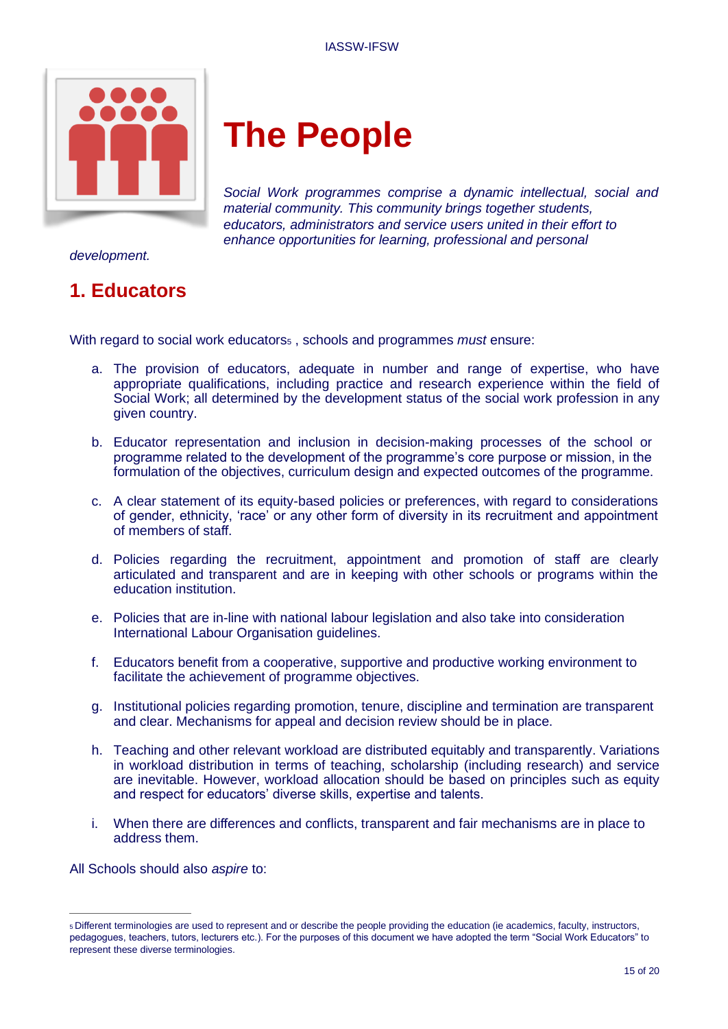# The People

*Social Work programmes comprise a dynamic intellectual, social and material community. This community brings together students, educators, administrators and service users united in their effort to enhance opportunities for learning, professional and personal development.*

## 1. Educators

With regard to social work educators[5] , schools and programmes *must* ensure:

a. The provision of educators, adequate in number and range of expertise, who have appropriate qualifications, including practice and research experience within the field of Social Work; all determined by the development status of the social work profession in any given country.

b. Educator representation and inclusion in decision-making processes of the school or programme related to the development of the programme's core purpose or mission, in the formulation of the objectives, curriculum design and expected outcomes of the programme.

c. A clear statement of its equity-based policies or preferences, with regard to considerations of gender, ethnicity, 'race' or any other form of diversity in its recruitment and appointment of members of staff.

d. Policies regarding the recruitment, appointment and promotion of staff are clearly articulated and transparent and are in keeping with other schools or programs within the education institution.

e. Policies that are in-line with national labour legislation and also take into consideration International Labour Organisation guidelines.

f. Educators benefit from a cooperative, supportive and productive working environment to facilitate the achievement of programme objectives.

g. Institutional policies regarding promotion, tenure, discipline and termination are transparent and clear. Mechanisms for appeal and decision review should be in place.

h. Teaching and other relevant workload are distributed equitably and transparently. Variations in workload distribution in terms of teaching, scholarship (including research) and service are inevitable. However, workload allocation should be based on principles such as equity and respect for educators' diverse skills, expertise and talents.

i. When there are differences and conflicts, transparent and fair mechanisms are in place to address them.

All Schools should also *aspire* to:

---

[5] Different terminologies are used to represent and or describe the people providing the education (ie academics, faculty, instructors, pedagogues, teachers, tutors, lecturers etc.). For the purposes of this document we have adopted the term "Social Work Educators" to represent these diverse terminologies.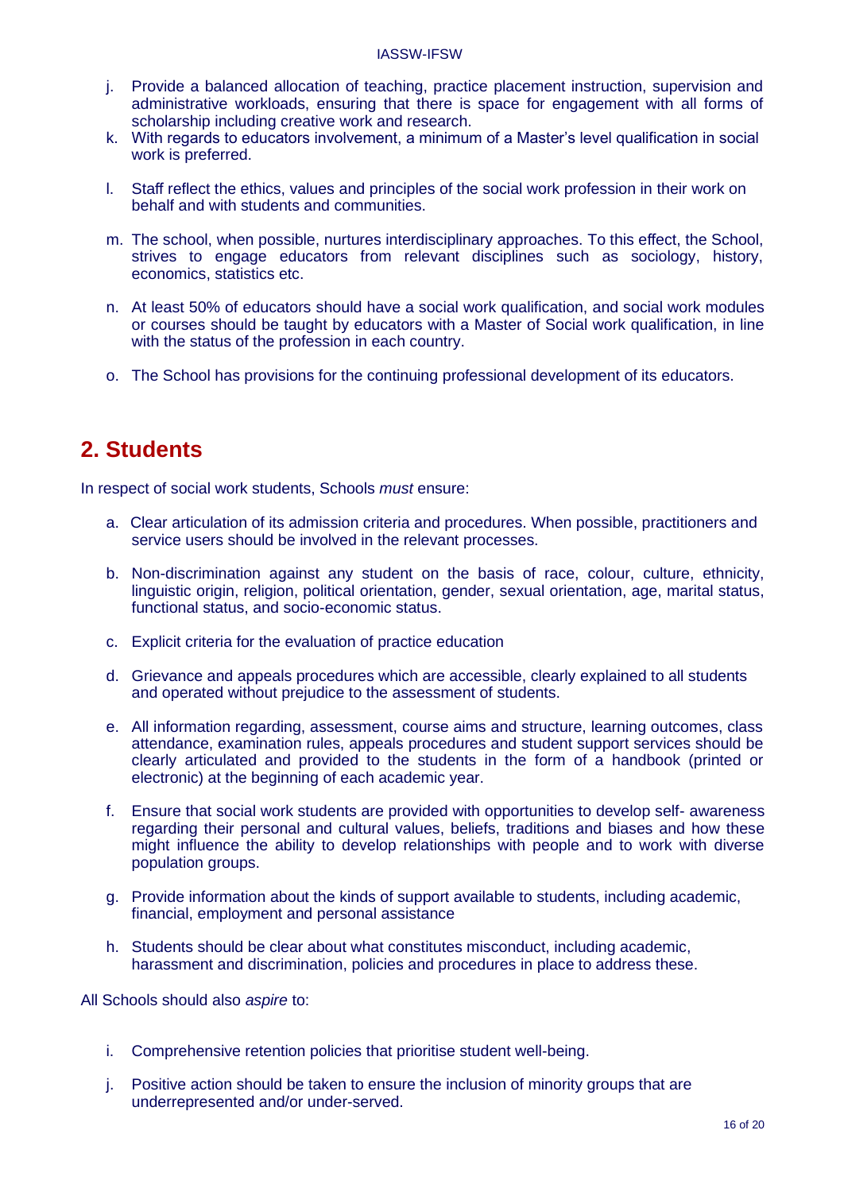j. Provide a balanced allocation of teaching, practice placement instruction, supervision and administrative workloads, ensuring that there is space for engagement with all forms of scholarship including creative work and research.
k. With regards to educators involvement, a minimum of a Master's level qualification in social work is preferred.
l. Staff reflect the ethics, values and principles of the social work profession in their work on behalf and with students and communities.
m. The school, when possible, nurtures interdisciplinary approaches. To this effect, the School, strives to engage educators from relevant disciplines such as sociology, history, economics, statistics etc.
n. At least 50% of educators should have a social work qualification, and social work modules or courses should be taught by educators with a Master of Social work qualification, in line with the status of the profession in each country.
o. The School has provisions for the continuing professional development of its educators.

## 2. Students

In respect of social work students, Schools *must* ensure:

a. Clear articulation of its admission criteria and procedures. When possible, practitioners and service users should be involved in the relevant processes.
b. Non-discrimination against any student on the basis of race, colour, culture, ethnicity, linguistic origin, religion, political orientation, gender, sexual orientation, age, marital status, functional status, and socio-economic status.
c. Explicit criteria for the evaluation of practice education
d. Grievance and appeals procedures which are accessible, clearly explained to all students and operated without prejudice to the assessment of students.
e. All information regarding, assessment, course aims and structure, learning outcomes, class attendance, examination rules, appeals procedures and student support services should be clearly articulated and provided to the students in the form of a handbook (printed or electronic) at the beginning of each academic year.
f. Ensure that social work students are provided with opportunities to develop self- awareness regarding their personal and cultural values, beliefs, traditions and biases and how these might influence the ability to develop relationships with people and to work with diverse population groups.
g. Provide information about the kinds of support available to students, including academic, financial, employment and personal assistance
h. Students should be clear about what constitutes misconduct, including academic, harassment and discrimination, policies and procedures in place to address these.

All Schools should also *aspire* to:

i. Comprehensive retention policies that prioritise student well-being.
j. Positive action should be taken to ensure the inclusion of minority groups that are underrepresented and/or under-served.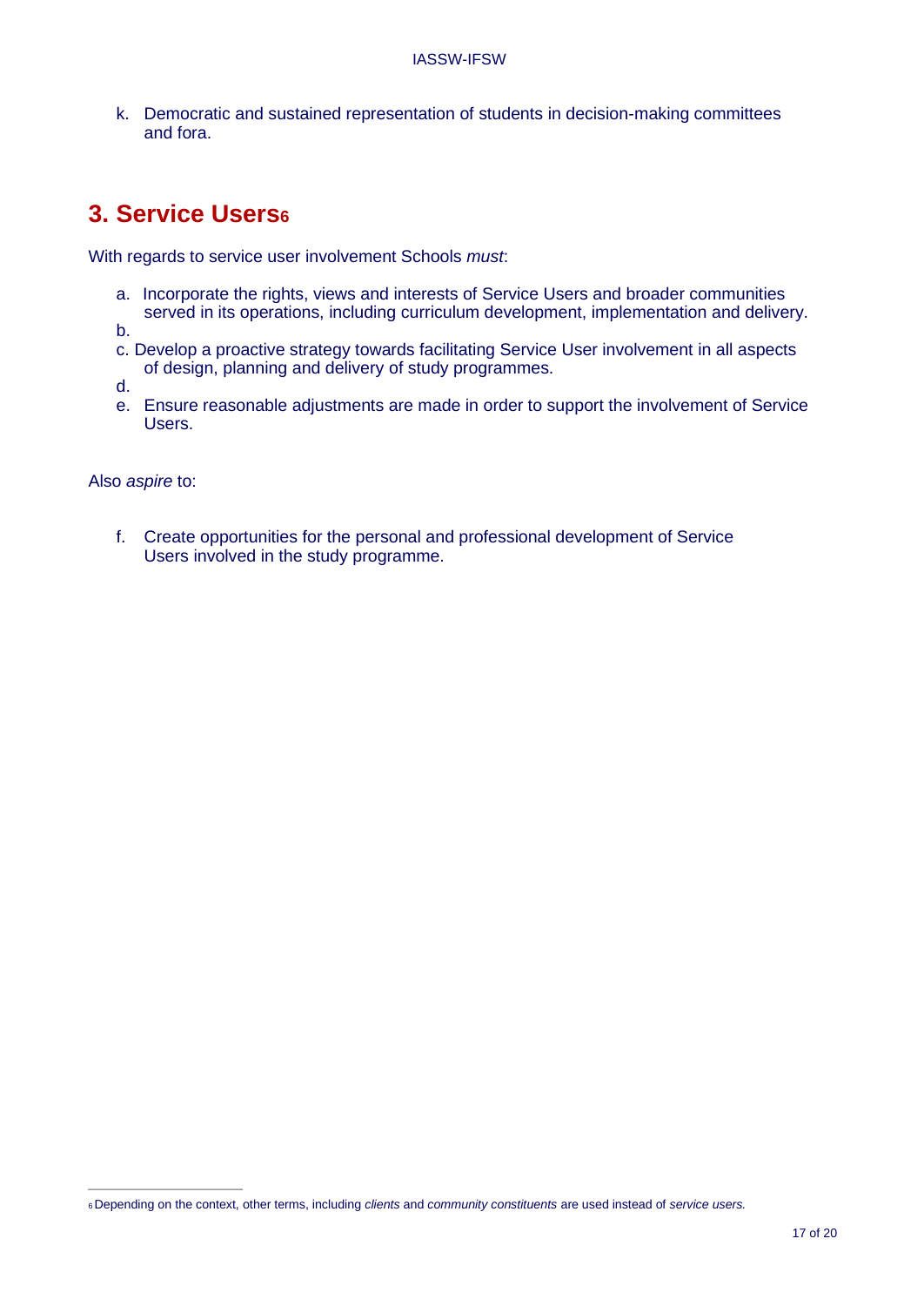k. Democratic and sustained representation of students in decision-making committees and fora.

## 3. Service Users[6]

With regards to service user involvement Schools *must*:

a. Incorporate the rights, views and interests of Service Users and broader communities served in its operations, including curriculum development, implementation and delivery.

b.

c. Develop a proactive strategy towards facilitating Service User involvement in all aspects of design, planning and delivery of study programmes.

d.

e. Ensure reasonable adjustments are made in order to support the involvement of Service Users.

Also *aspire* to:

f. Create opportunities for the personal and professional development of Service Users involved in the study programme.

---

[6] Depending on the context, other terms, including *clients* and *community constituents* are used instead of *service users.*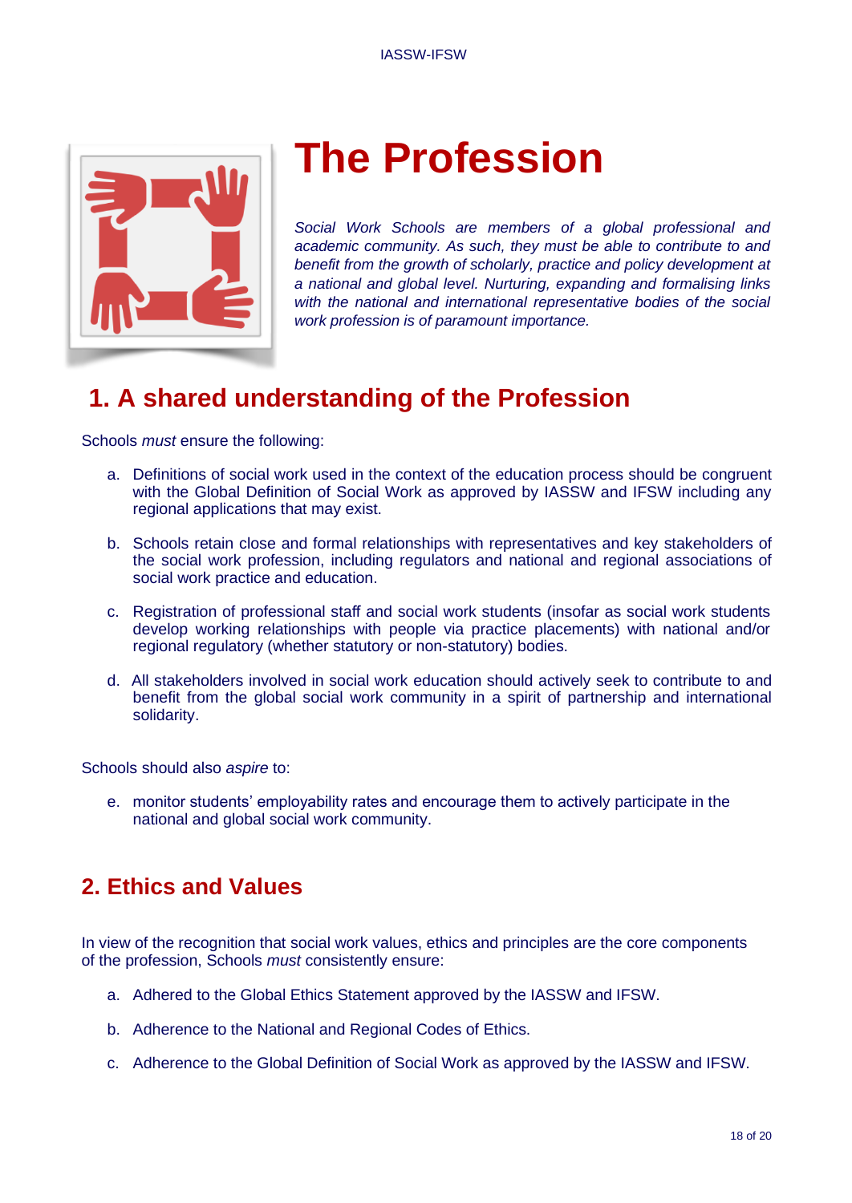# The Profession

*Social Work Schools are members of a global professional and academic community. As such, they must be able to contribute to and benefit from the growth of scholarly, practice and policy development at a national and global level. Nurturing, expanding and formalising links with the national and international representative bodies of the social work profession is of paramount importance.*

## 1. A shared understanding of the Profession

Schools *must* ensure the following:

a. Definitions of social work used in the context of the education process should be congruent with the Global Definition of Social Work as approved by IASSW and IFSW including any regional applications that may exist.

b. Schools retain close and formal relationships with representatives and key stakeholders of the social work profession, including regulators and national and regional associations of social work practice and education.

c. Registration of professional staff and social work students (insofar as social work students develop working relationships with people via practice placements) with national and/or regional regulatory (whether statutory or non-statutory) bodies.

d. All stakeholders involved in social work education should actively seek to contribute to and benefit from the global social work community in a spirit of partnership and international solidarity.

Schools should also *aspire* to:

e. monitor students' employability rates and encourage them to actively participate in the national and global social work community.

## 2. Ethics and Values

In view of the recognition that social work values, ethics and principles are the core components of the profession, Schools *must* consistently ensure:

a. Adhered to the Global Ethics Statement approved by the IASSW and IFSW.

b. Adherence to the National and Regional Codes of Ethics.

c. Adherence to the Global Definition of Social Work as approved by the IASSW and IFSW.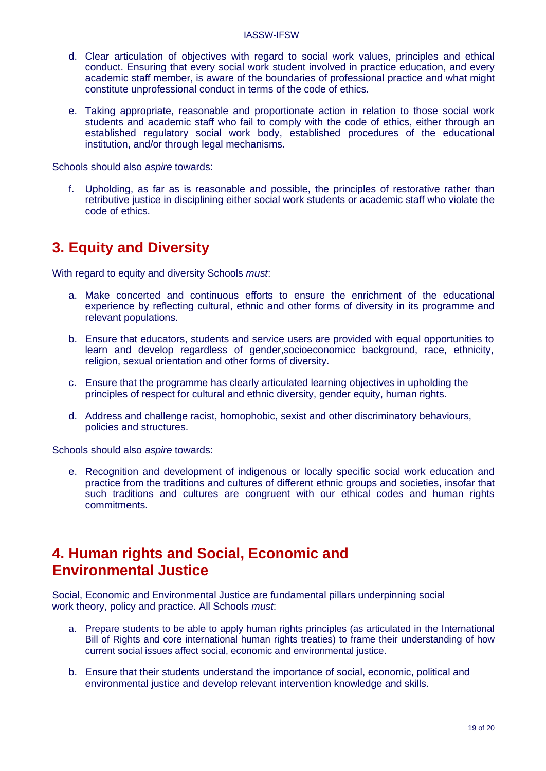d. Clear articulation of objectives with regard to social work values, principles and ethical conduct. Ensuring that every social work student involved in practice education, and every academic staff member, is aware of the boundaries of professional practice and what might constitute unprofessional conduct in terms of the code of ethics.

e. Taking appropriate, reasonable and proportionate action in relation to those social work students and academic staff who fail to comply with the code of ethics, either through an established regulatory social work body, established procedures of the educational institution, and/or through legal mechanisms.

Schools should also *aspire* towards:

f. Upholding, as far as is reasonable and possible, the principles of restorative rather than retributive justice in disciplining either social work students or academic staff who violate the code of ethics.

## 3. Equity and Diversity

With regard to equity and diversity Schools *must*:

a. Make concerted and continuous efforts to ensure the enrichment of the educational experience by reflecting cultural, ethnic and other forms of diversity in its programme and relevant populations.

b. Ensure that educators, students and service users are provided with equal opportunities to learn and develop regardless of gender,socioeconomicc background, race, ethnicity, religion, sexual orientation and other forms of diversity.

c. Ensure that the programme has clearly articulated learning objectives in upholding the principles of respect for cultural and ethnic diversity, gender equity, human rights.

d. Address and challenge racist, homophobic, sexist and other discriminatory behaviours, policies and structures.

Schools should also *aspire* towards:

e. Recognition and development of indigenous or locally specific social work education and practice from the traditions and cultures of different ethnic groups and societies, insofar that such traditions and cultures are congruent with our ethical codes and human rights commitments.

## 4. Human rights and Social, Economic and Environmental Justice

Social, Economic and Environmental Justice are fundamental pillars underpinning social work theory, policy and practice. All Schools *must*:

a. Prepare students to be able to apply human rights principles (as articulated in the International Bill of Rights and core international human rights treaties) to frame their understanding of how current social issues affect social, economic and environmental justice.

b. Ensure that their students understand the importance of social, economic, political and environmental justice and develop relevant intervention knowledge and skills.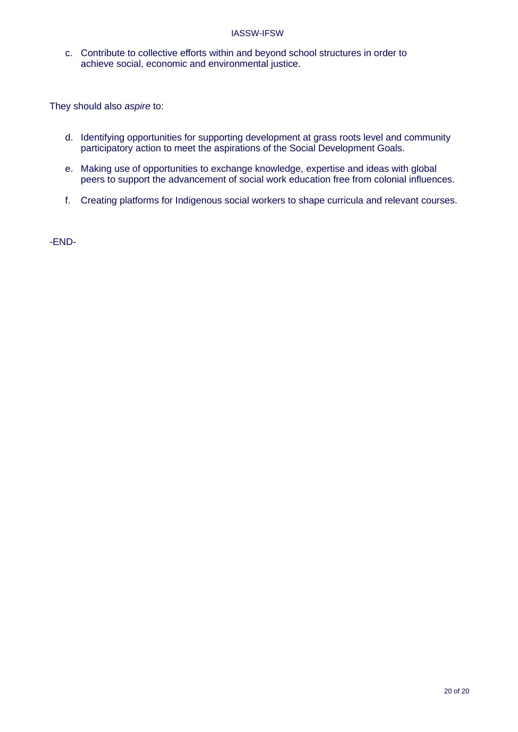c. Contribute to collective efforts within and beyond school structures in order to achieve social, economic and environmental justice.

They should also *aspire* to:

d. Identifying opportunities for supporting development at grass roots level and community participatory action to meet the aspirations of the Social Development Goals.

e. Making use of opportunities to exchange knowledge, expertise and ideas with global peers to support the advancement of social work education free from colonial influences.

f. Creating platforms for Indigenous social workers to shape curricula and relevant courses.

-END-